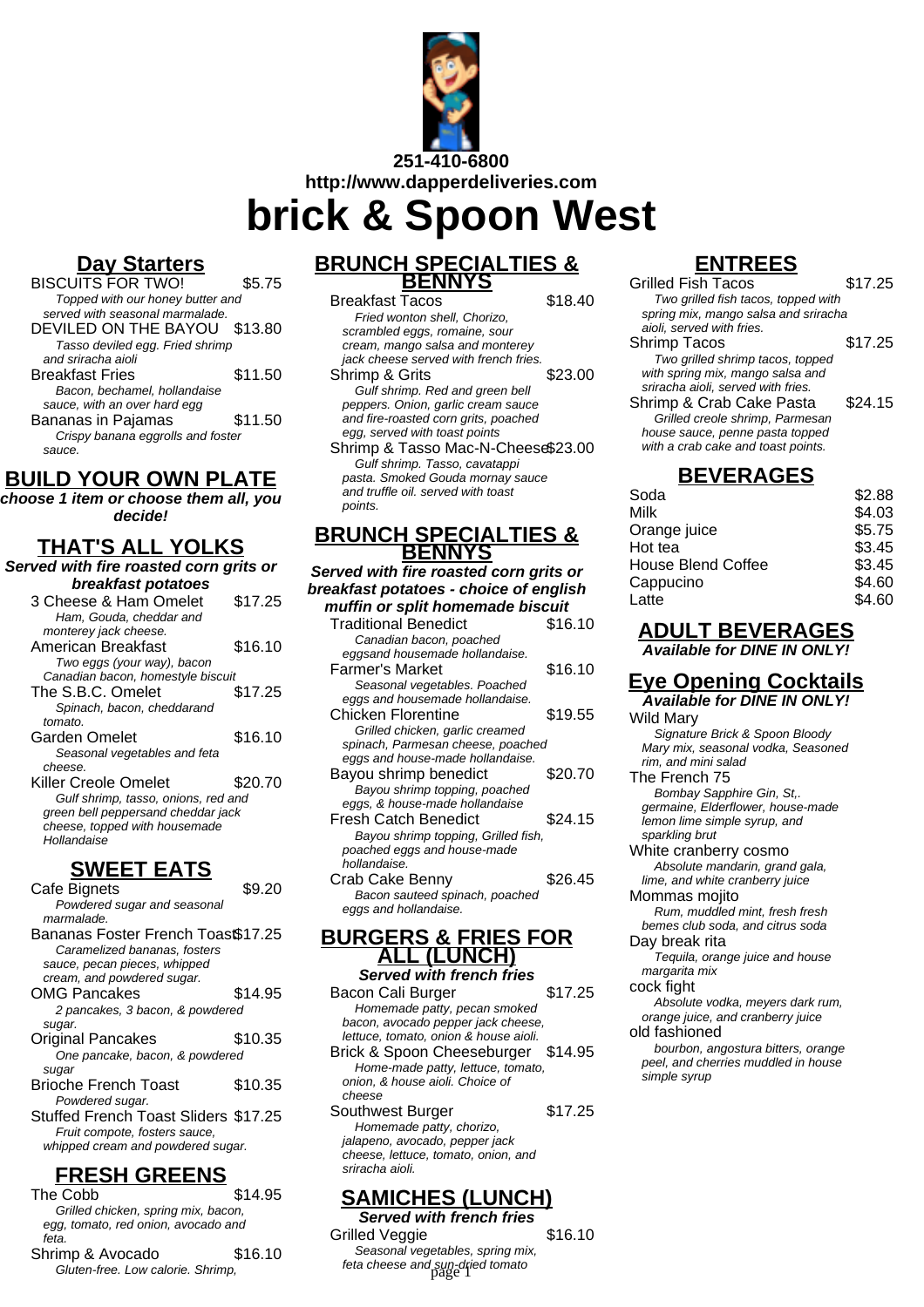251-410-6800

http://www.dapperdeliveries.com

# brick & Spoon West

## Day Starters

BISCUITS FOR TWO! $5.75
*Topped with our honey butter and served with seasonal marmalade.*

DEVILED ON THE BAYOU $13.80
*Tasso deviled egg. Fried shrimp and sriracha aioli*

Breakfast Fries $11.50
*Bacon, bechamel, hollandaise sauce, with an over hard egg*

Bananas in Pajamas $11.50
*Crispy banana eggrolls and foster sauce.*

## BUILD YOUR OWN PLATE

**choose 1 item or choose them all, you decide!**

## THAT'S ALL YOLKS

**Served with fire roasted corn grits or breakfast potatoes**

3 Cheese & Ham Omelet $17.25
*Ham, Gouda, cheddar and monterey jack cheese.*

American Breakfast $16.10
*Two eggs (your way), bacon Canadian bacon, homestyle biscuit*

The S.B.C. Omelet $17.25
*Spinach, bacon, cheddarand tomato.*

Garden Omelet $16.10
*Seasonal vegetables and feta cheese.*

Killer Creole Omelet $20.70
*Gulf shrimp, tasso, onions, red and green bell peppersand cheddar jack cheese, topped with housemade Hollandaise*

## SWEET EATS

Cafe Bignets $9.20
*Powdered sugar and seasonal marmalade.*

Bananas Foster French Toast $17.25
*Caramelized bananas, fosters sauce, pecan pieces, whipped cream, and powdered sugar.*

OMG Pancakes $14.95
*2 pancakes, 3 bacon, & powdered sugar.*

Original Pancakes $10.35
*One pancake, bacon, & powdered sugar*

Brioche French Toast $10.35
*Powdered sugar.*

Stuffed French Toast Sliders $17.25
*Fruit compote, fosters sauce, whipped cream and powdered sugar.*

## FRESH GREENS

The Cobb $14.95
*Grilled chicken, spring mix, bacon, egg, tomato, red onion, avocado and feta.*

Shrimp & Avocado $16.10
*Gluten-free. Low calorie. Shrimp,*

## BRUNCH SPECIALTIES & BENNYS

Breakfast Tacos $18.40
*Fried wonton shell, Chorizo, scrambled eggs, romaine, sour cream, mango salsa and monterey jack cheese served with french fries.*

Shrimp & Grits $23.00
*Gulf shrimp. Red and green bell peppers. Onion, garlic cream sauce and fire-roasted corn grits, poached egg, served with toast points*

Shrimp & Tasso Mac-N-Cheese $23.00
*Gulf shrimp. Tasso, cavatappi pasta. Smoked Gouda mornay sauce and truffle oil. served with toast points.*

## BRUNCH SPECIALTIES & BENNYS

**Served with fire roasted corn grits or breakfast potatoes - choice of english muffin or split homemade biscuit**

Traditional Benedict $16.10
*Canadian bacon, poached eggsand housemade hollandaise.*

Farmer's Market $16.10
*Seasonal vegetables. Poached eggs and housemade hollandaise.*

Chicken Florentine $19.55
*Grilled chicken, garlic creamed spinach, Parmesan cheese, poached eggs and house-made hollandaise.*

Bayou shrimp benedict $20.70
*Bayou shrimp topping, poached eggs, & house-made hollandaise*

Fresh Catch Benedict $24.15
*Bayou shrimp topping, Grilled fish, poached eggs and house-made hollandaise.*

Crab Cake Benny $26.45
*Bacon sauteed spinach, poached eggs and hollandaise.*

## BURGERS & FRIES FOR ALL (LUNCH)

**Served with french fries**

Bacon Cali Burger $17.25
*Homemade patty, pecan smoked bacon, avocado pepper jack cheese, lettuce, tomato, onion & house aioli.*

Brick & Spoon Cheeseburger $14.95
*Home-made patty, lettuce, tomato, onion, & house aioli. Choice of cheese*

Southwest Burger $17.25
*Homemade patty, chorizo, jalapeno, avocado, pepper jack cheese, lettuce, tomato, onion, and sriracha aioli.*

## SAMICHES (LUNCH)

**Served with french fries**

Grilled Veggie $16.10
*Seasonal vegetables, spring mix, feta cheese and sun-dried tomato*

## ENTREES

Grilled Fish Tacos $17.25
*Two grilled fish tacos, topped with spring mix, mango salsa and sriracha aioli, served with fries.*

Shrimp Tacos $17.25
*Two grilled shrimp tacos, topped with spring mix, mango salsa and sriracha aioli, served with fries.*

Shrimp & Crab Cake Pasta $24.15
*Grilled creole shrimp, Parmesan house sauce, penne pasta topped with a crab cake and toast points.*

## BEVERAGES

| Item | Price |
|---|---|
| Soda | $2.88 |
| Milk | $4.03 |
| Orange juice | $5.75 |
| Hot tea | $3.45 |
| House Blend Coffee | $3.45 |
| Cappucino | $4.60 |
| Latte | $4.60 |

## ADULT BEVERAGES

**Available for DINE IN ONLY!**

## Eye Opening Cocktails

**Available for DINE IN ONLY!**

Wild Mary
*Signature Brick & Spoon Bloody Mary mix, seasonal vodka, Seasoned rim, and mini salad*

The French 75
*Bombay Sapphire Gin, St,. germaine, Elderflower, house-made lemon lime simple syrup, and sparkling brut*

White cranberry cosmo
*Absolute mandarin, grand gala, lime, and white cranberry juice*

Mommas mojito
*Rum, muddled mint, fresh fresh bemes club soda, and citrus soda*

Day break rita
*Tequila, orange juice and house margarita mix*

cock fight
*Absolute vodka, meyers dark rum, orange juice, and cranberry juice*

old fashioned
*bourbon, angostura bitters, orange peel, and cherries muddled in house simple syrup*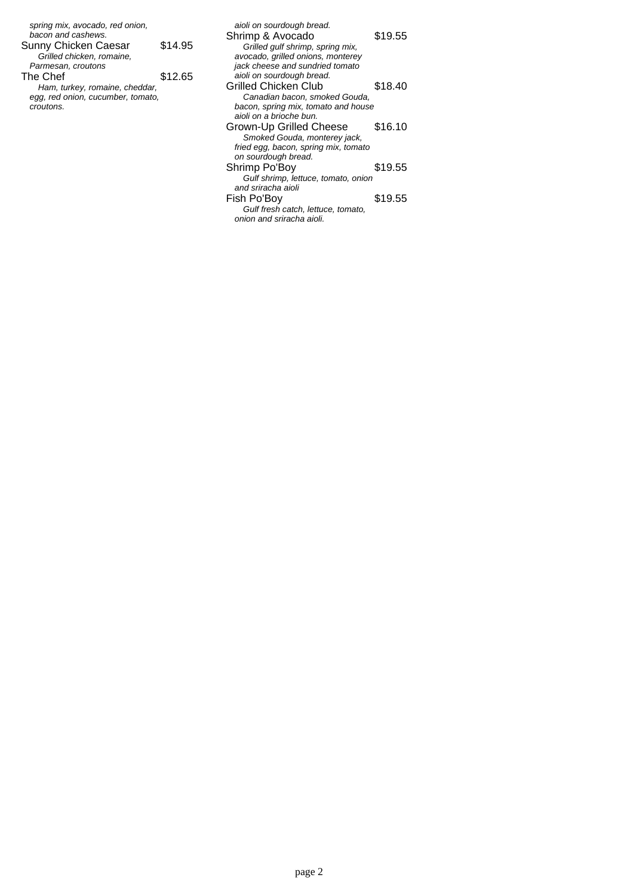*spring mix, avocado, red onion, bacon and cashews.*

Sunny Chicken Caesar $14.95
*Grilled chicken, romaine, Parmesan, croutons*

The Chef $12.65
*Ham, turkey, romaine, cheddar, egg, red onion, cucumber, tomato, croutons.*

*aioli on sourdough bread.*

Shrimp & Avocado $19.55
*Grilled gulf shrimp, spring mix, avocado, grilled onions, monterey jack cheese and sundried tomato aioli on sourdough bread.*

Grilled Chicken Club $18.40
*Canadian bacon, smoked Gouda, bacon, spring mix, tomato and house aioli on a brioche bun.*

Grown-Up Grilled Cheese $16.10
*Smoked Gouda, monterey jack, fried egg, bacon, spring mix, tomato on sourdough bread.*

Shrimp Po'Boy $19.55
*Gulf shrimp, lettuce, tomato, onion and sriracha aioli*

Fish Po'Boy $19.55
*Gulf fresh catch, lettuce, tomato, onion and sriracha aioli.*